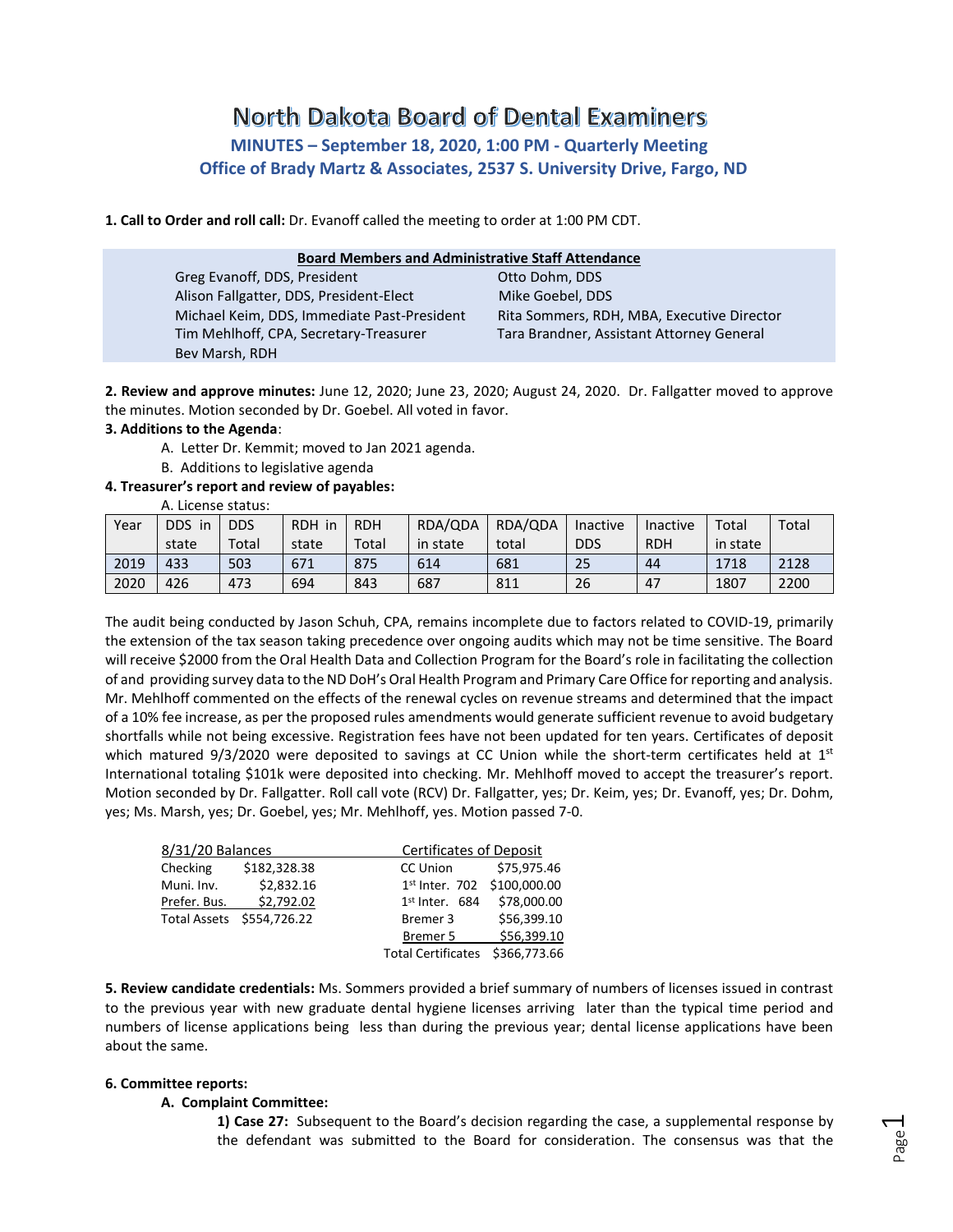# North Dakota Board of Dental Examiners

## MINUTES – September 18, 2020, 1:00 PM - Quarterly Meeting
## Office of Brady Martz & Associates, 2537 S. University Drive, Fargo, ND

**1. Call to Order and roll call:** Dr. Evanoff called the meeting to order at 1:00 PM CDT.

| Board Members and Administrative Staff Attendance | |
|---|---|
| Greg Evanoff, DDS, President | Otto Dohm, DDS |
| Alison Fallgatter, DDS, President-Elect | Mike Goebel, DDS |
| Michael Keim, DDS, Immediate Past-President | Rita Sommers, RDH, MBA, Executive Director |
| Tim Mehlhoff, CPA, Secretary-Treasurer | Tara Brandner, Assistant Attorney General |
| Bev Marsh, RDH | |

**2. Review and approve minutes:** June 12, 2020; June 23, 2020; August 24, 2020. Dr. Fallgatter moved to approve the minutes. Motion seconded by Dr. Goebel. All voted in favor.

**3. Additions to the Agenda**:

A. Letter Dr. Kemmit; moved to Jan 2021 agenda.

B. Additions to legislative agenda

**4. Treasurer's report and review of payables:**

A. License status:

| Year | DDS in state | DDS Total | RDH in state | RDH Total | RDA/QDA in state | RDA/QDA total | Inactive DDS | Inactive RDH | Total in state | Total |
|---|---|---|---|---|---|---|---|---|---|---|
| 2019 | 433 | 503 | 671 | 875 | 614 | 681 | 25 | 44 | 1718 | 2128 |
| 2020 | 426 | 473 | 694 | 843 | 687 | 811 | 26 | 47 | 1807 | 2200 |

The audit being conducted by Jason Schuh, CPA, remains incomplete due to factors related to COVID-19, primarily the extension of the tax season taking precedence over ongoing audits which may not be time sensitive. The Board will receive $2000 from the Oral Health Data and Collection Program for the Board's role in facilitating the collection of and providing survey data to the ND DoH's Oral Health Program and Primary Care Office for reporting and analysis. Mr. Mehlhoff commented on the effects of the renewal cycles on revenue streams and determined that the impact of a 10% fee increase, as per the proposed rules amendments would generate sufficient revenue to avoid budgetary shortfalls while not being excessive. Registration fees have not been updated for ten years. Certificates of deposit which matured 9/3/2020 were deposited to savings at CC Union while the short-term certificates held at 1st International totaling $101k were deposited into checking. Mr. Mehlhoff moved to accept the treasurer's report. Motion seconded by Dr. Fallgatter. Roll call vote (RCV) Dr. Fallgatter, yes; Dr. Keim, yes; Dr. Evanoff, yes; Dr. Dohm, yes; Ms. Marsh, yes; Dr. Goebel, yes; Mr. Mehlhoff, yes. Motion passed 7-0.

| 8/31/20 Balances | |
|---|---|
| Checking | $182,328.38 |
| Muni. Inv. | $2,832.16 |
| Prefer. Bus. | $2,792.02 |
| Total Assets | $554,726.22 |

| Certificates of Deposit | |
|---|---|
| CC Union | $75,975.46 |
| 1st Inter. 702 | $100,000.00 |
| 1st Inter. 684 | $78,000.00 |
| Bremer 3 | $56,399.10 |
| Bremer 5 | $56,399.10 |
| Total Certificates | $366,773.66 |

**5. Review candidate credentials:** Ms. Sommers provided a brief summary of numbers of licenses issued in contrast to the previous year with new graduate dental hygiene licenses arriving later than the typical time period and numbers of license applications being less than during the previous year; dental license applications have been about the same.

**6. Committee reports:**

**A. Complaint Committee:**

**1) Case 27:** Subsequent to the Board's decision regarding the case, a supplemental response by the defendant was submitted to the Board for consideration. The consensus was that the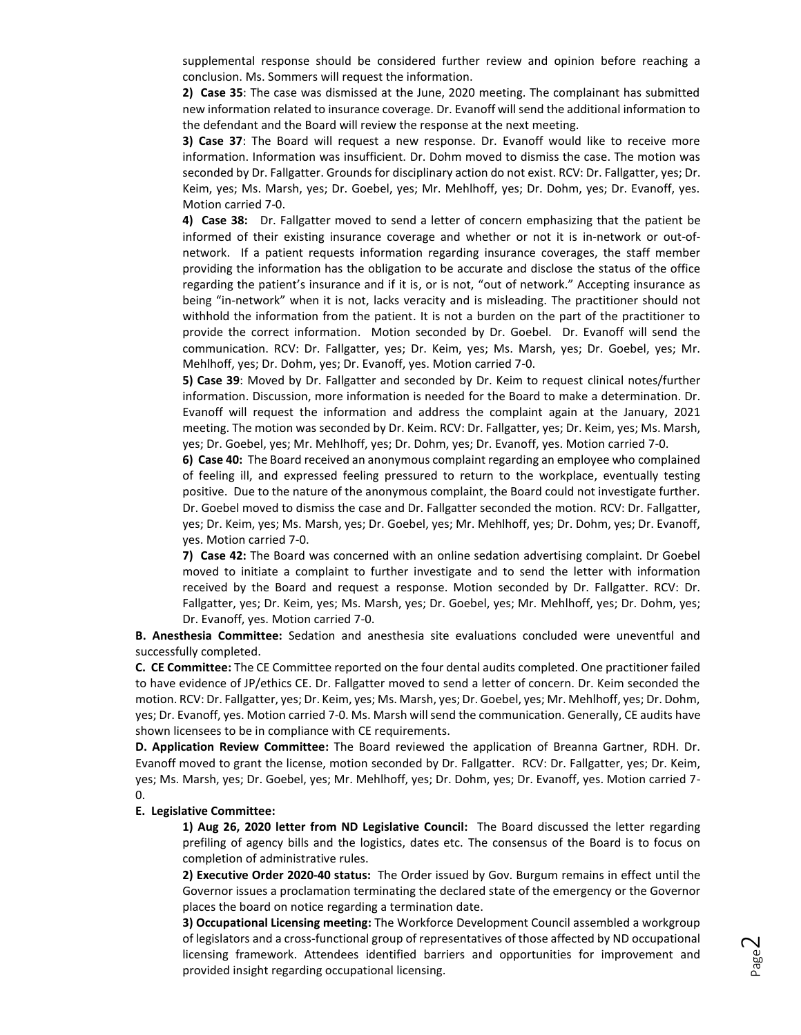supplemental response should be considered further review and opinion before reaching a conclusion. Ms. Sommers will request the information.

**2) Case 35**: The case was dismissed at the June, 2020 meeting. The complainant has submitted new information related to insurance coverage. Dr. Evanoff will send the additional information to the defendant and the Board will review the response at the next meeting.

**3) Case 37**: The Board will request a new response. Dr. Evanoff would like to receive more information. Information was insufficient. Dr. Dohm moved to dismiss the case. The motion was seconded by Dr. Fallgatter. Grounds for disciplinary action do not exist. RCV: Dr. Fallgatter, yes; Dr. Keim, yes; Ms. Marsh, yes; Dr. Goebel, yes; Mr. Mehlhoff, yes; Dr. Dohm, yes; Dr. Evanoff, yes. Motion carried 7-0.

**4) Case 38:** Dr. Fallgatter moved to send a letter of concern emphasizing that the patient be informed of their existing insurance coverage and whether or not it is in-network or out-of-network. If a patient requests information regarding insurance coverages, the staff member providing the information has the obligation to be accurate and disclose the status of the office regarding the patient's insurance and if it is, or is not, "out of network." Accepting insurance as being "in-network" when it is not, lacks veracity and is misleading. The practitioner should not withhold the information from the patient. It is not a burden on the part of the practitioner to provide the correct information. Motion seconded by Dr. Goebel. Dr. Evanoff will send the communication. RCV: Dr. Fallgatter, yes; Dr. Keim, yes; Ms. Marsh, yes; Dr. Goebel, yes; Mr. Mehlhoff, yes; Dr. Dohm, yes; Dr. Evanoff, yes. Motion carried 7-0.

**5) Case 39**: Moved by Dr. Fallgatter and seconded by Dr. Keim to request clinical notes/further information. Discussion, more information is needed for the Board to make a determination. Dr. Evanoff will request the information and address the complaint again at the January, 2021 meeting. The motion was seconded by Dr. Keim. RCV: Dr. Fallgatter, yes; Dr. Keim, yes; Ms. Marsh, yes; Dr. Goebel, yes; Mr. Mehlhoff, yes; Dr. Dohm, yes; Dr. Evanoff, yes. Motion carried 7-0.

**6) Case 40:** The Board received an anonymous complaint regarding an employee who complained of feeling ill, and expressed feeling pressured to return to the workplace, eventually testing positive. Due to the nature of the anonymous complaint, the Board could not investigate further. Dr. Goebel moved to dismiss the case and Dr. Fallgatter seconded the motion. RCV: Dr. Fallgatter, yes; Dr. Keim, yes; Ms. Marsh, yes; Dr. Goebel, yes; Mr. Mehlhoff, yes; Dr. Dohm, yes; Dr. Evanoff, yes. Motion carried 7-0.

**7) Case 42:** The Board was concerned with an online sedation advertising complaint. Dr Goebel moved to initiate a complaint to further investigate and to send the letter with information received by the Board and request a response. Motion seconded by Dr. Fallgatter. RCV: Dr. Fallgatter, yes; Dr. Keim, yes; Ms. Marsh, yes; Dr. Goebel, yes; Mr. Mehlhoff, yes; Dr. Dohm, yes; Dr. Evanoff, yes. Motion carried 7-0.

**B. Anesthesia Committee:** Sedation and anesthesia site evaluations concluded were uneventful and successfully completed.

**C. CE Committee:** The CE Committee reported on the four dental audits completed. One practitioner failed to have evidence of JP/ethics CE. Dr. Fallgatter moved to send a letter of concern. Dr. Keim seconded the motion. RCV: Dr. Fallgatter, yes; Dr. Keim, yes; Ms. Marsh, yes; Dr. Goebel, yes; Mr. Mehlhoff, yes; Dr. Dohm, yes; Dr. Evanoff, yes. Motion carried 7-0. Ms. Marsh will send the communication. Generally, CE audits have shown licensees to be in compliance with CE requirements.

**D. Application Review Committee:** The Board reviewed the application of Breanna Gartner, RDH. Dr. Evanoff moved to grant the license, motion seconded by Dr. Fallgatter. RCV: Dr. Fallgatter, yes; Dr. Keim, yes; Ms. Marsh, yes; Dr. Goebel, yes; Mr. Mehlhoff, yes; Dr. Dohm, yes; Dr. Evanoff, yes. Motion carried 7-0.

**E. Legislative Committee:**

**1) Aug 26, 2020 letter from ND Legislative Council:** The Board discussed the letter regarding prefiling of agency bills and the logistics, dates etc. The consensus of the Board is to focus on completion of administrative rules.

**2) Executive Order 2020-40 status:** The Order issued by Gov. Burgum remains in effect until the Governor issues a proclamation terminating the declared state of the emergency or the Governor places the board on notice regarding a termination date.

**3) Occupational Licensing meeting:** The Workforce Development Council assembled a workgroup of legislators and a cross-functional group of representatives of those affected by ND occupational licensing framework. Attendees identified barriers and opportunities for improvement and provided insight regarding occupational licensing.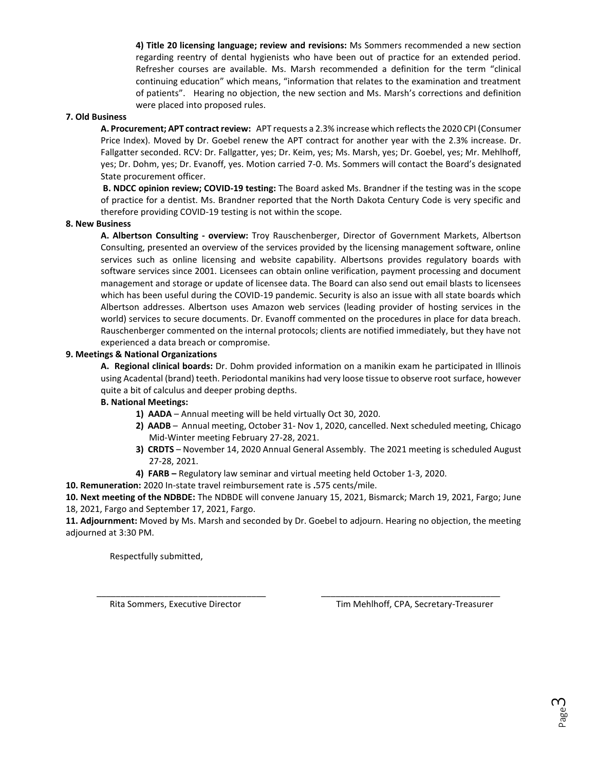4) **Title 20 licensing language; review and revisions:** Ms Sommers recommended a new section regarding reentry of dental hygienists who have been out of practice for an extended period. Refresher courses are available. Ms. Marsh recommended a definition for the term "clinical continuing education" which means, "information that relates to the examination and treatment of patients". Hearing no objection, the new section and Ms. Marsh's corrections and definition were placed into proposed rules.

**7. Old Business**

**A. Procurement; APT contract review:** APT requests a 2.3% increase which reflects the 2020 CPI (Consumer Price Index). Moved by Dr. Goebel renew the APT contract for another year with the 2.3% increase. Dr. Fallgatter seconded. RCV: Dr. Fallgatter, yes; Dr. Keim, yes; Ms. Marsh, yes; Dr. Goebel, yes; Mr. Mehlhoff, yes; Dr. Dohm, yes; Dr. Evanoff, yes. Motion carried 7-0. Ms. Sommers will contact the Board's designated State procurement officer.

**B. NDCC opinion review; COVID-19 testing:** The Board asked Ms. Brandner if the testing was in the scope of practice for a dentist. Ms. Brandner reported that the North Dakota Century Code is very specific and therefore providing COVID-19 testing is not within the scope.

**8. New Business**

**A. Albertson Consulting - overview:** Troy Rauschenberger, Director of Government Markets, Albertson Consulting, presented an overview of the services provided by the licensing management software, online services such as online licensing and website capability. Albertsons provides regulatory boards with software services since 2001. Licensees can obtain online verification, payment processing and document management and storage or update of licensee data. The Board can also send out email blasts to licensees which has been useful during the COVID-19 pandemic. Security is also an issue with all state boards which Albertson addresses. Albertson uses Amazon web services (leading provider of hosting services in the world) services to secure documents. Dr. Evanoff commented on the procedures in place for data breach. Rauschenberger commented on the internal protocols; clients are notified immediately, but they have not experienced a data breach or compromise.

**9. Meetings & National Organizations**

**A. Regional clinical boards:** Dr. Dohm provided information on a manikin exam he participated in Illinois using Acadental (brand) teeth. Periodontal manikins had very loose tissue to observe root surface, however quite a bit of calculus and deeper probing depths.

**B. National Meetings:**

1) **AADA** – Annual meeting will be held virtually Oct 30, 2020.
2) **AADB** – Annual meeting, October 31- Nov 1, 2020, cancelled. Next scheduled meeting, Chicago Mid-Winter meeting February 27-28, 2021.
3) **CRDTS** – November 14, 2020 Annual General Assembly. The 2021 meeting is scheduled August 27-28, 2021.
4) **FARB –** Regulatory law seminar and virtual meeting held October 1-3, 2020.

**10. Remuneration:** 2020 In-state travel reimbursement rate is **.**575 cents/mile.

**10. Next meeting of the NDBDE:** The NDBDE will convene January 15, 2021, Bismarck; March 19, 2021, Fargo; June 18, 2021, Fargo and September 17, 2021, Fargo.

**11. Adjournment:** Moved by Ms. Marsh and seconded by Dr. Goebel to adjourn. Hearing no objection, the meeting adjourned at 3:30 PM.

Respectfully submitted,

\_\_\_\_\_\_\_\_\_\_\_\_\_\_\_\_\_\_\_\_\_\_\_\_\_\_\_\_\_\_\_\_\_\_\_
Rita Sommers, Executive Director

\_\_\_\_\_\_\_\_\_\_\_\_\_\_\_\_\_\_\_\_\_\_\_\_\_\_\_\_\_\_\_\_\_\_\_
Tim Mehlhoff, CPA, Secretary-Treasurer